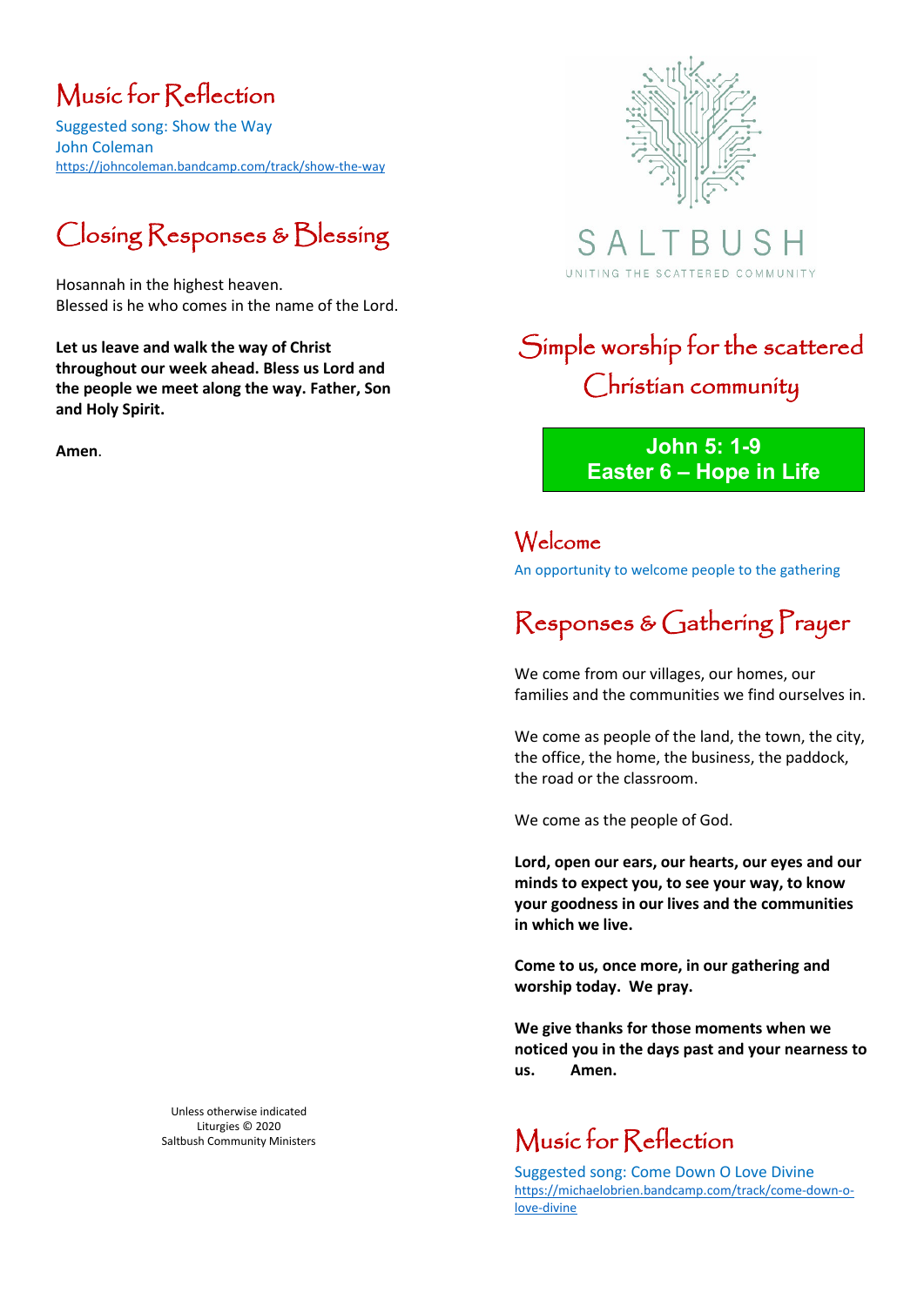# SALTBUSH

UNITING THE SCATTERED COMMUNITY

## Simple worship for the scattered Christian community

**John 5: 1-9**
**Easter 6 – Hope in Life**

## Welcome

An opportunity to welcome people to the gathering

## Responses & Gathering Prayer

We come from our villages, our homes, our families and the communities we find ourselves in.

We come as people of the land, the town, the city, the office, the home, the business, the paddock, the road or the classroom.

We come as the people of God.

**Lord, open our ears, our hearts, our eyes and our minds to expect you, to see your way, to know your goodness in our lives and the communities in which we live.**

**Come to us, once more, in our gathering and worship today. We pray.**

**We give thanks for those moments when we noticed you in the days past and your nearness to us. Amen.**

## Music for Reflection

Suggested song: Come Down O Love Divine
https://michaelobrien.bandcamp.com/track/come-down-o-love-divine

## Music for Reflection

Suggested song: Show the Way
John Coleman
https://johncoleman.bandcamp.com/track/show-the-way

## Closing Responses & Blessing

Hosannah in the highest heaven.
Blessed is he who comes in the name of the Lord.

**Let us leave and walk the way of Christ throughout our week ahead. Bless us Lord and the people we meet along the way. Father, Son and Holy Spirit.**

**Amen**.

Unless otherwise indicated
Liturgies © 2020
Saltbush Community Ministers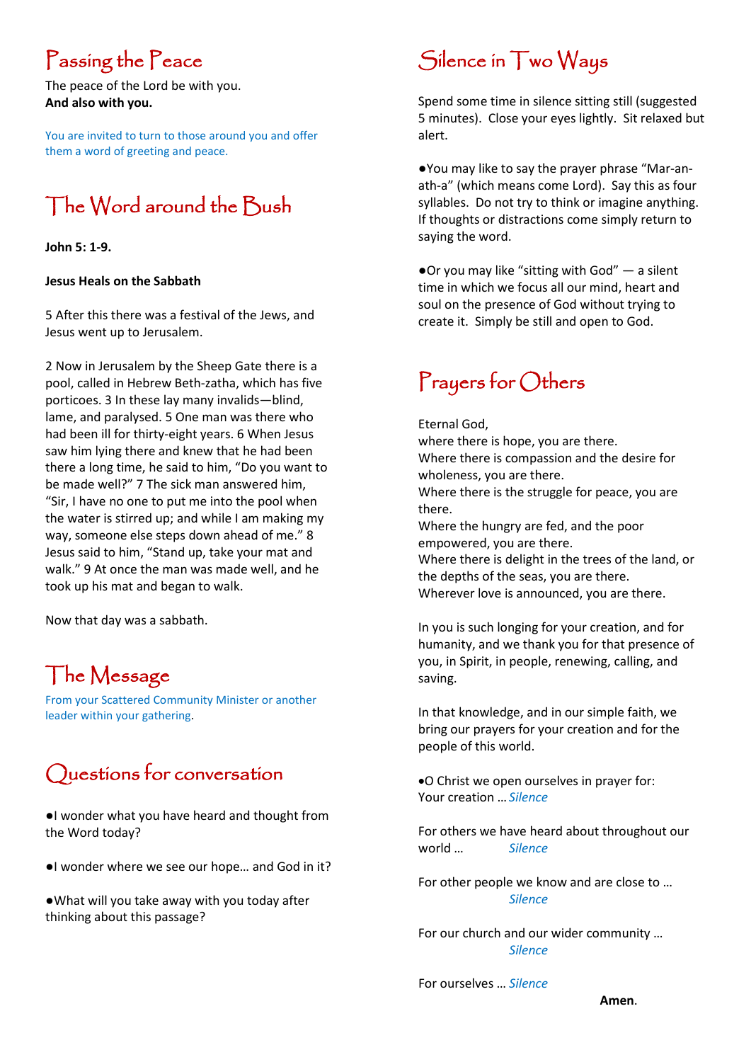## Passing the Peace

The peace of the Lord be with you.
**And also with you.**

You are invited to turn to those around you and offer them a word of greeting and peace.

## The Word around the Bush

**John 5: 1-9.**

**Jesus Heals on the Sabbath**

5 After this there was a festival of the Jews, and Jesus went up to Jerusalem.

2 Now in Jerusalem by the Sheep Gate there is a pool, called in Hebrew Beth-zatha, which has five porticoes. 3 In these lay many invalids—blind, lame, and paralysed. 5 One man was there who had been ill for thirty-eight years. 6 When Jesus saw him lying there and knew that he had been there a long time, he said to him, "Do you want to be made well?" 7 The sick man answered him, "Sir, I have no one to put me into the pool when the water is stirred up; and while I am making my way, someone else steps down ahead of me." 8 Jesus said to him, "Stand up, take your mat and walk." 9 At once the man was made well, and he took up his mat and began to walk.

Now that day was a sabbath.

## The Message

From your Scattered Community Minister or another leader within your gathering.

## Questions for conversation

- I wonder what you have heard and thought from the Word today?
- I wonder where we see our hope… and God in it?
- What will you take away with you today after thinking about this passage?

## Silence in Two Ways

Spend some time in silence sitting still (suggested 5 minutes). Close your eyes lightly. Sit relaxed but alert.

- You may like to say the prayer phrase "Mar-an-ath-a" (which means come Lord). Say this as four syllables. Do not try to think or imagine anything. If thoughts or distractions come simply return to saying the word.

- Or you may like "sitting with God" — a silent time in which we focus all our mind, heart and soul on the presence of God without trying to create it. Simply be still and open to God.

## Prayers for Others

Eternal God,
where there is hope, you are there.
Where there is compassion and the desire for wholeness, you are there.
Where there is the struggle for peace, you are there.
Where the hungry are fed, and the poor empowered, you are there.
Where there is delight in the trees of the land, or the depths of the seas, you are there.
Wherever love is announced, you are there.

In you is such longing for your creation, and for humanity, and we thank you for that presence of you, in Spirit, in people, renewing, calling, and saving.

In that knowledge, and in our simple faith, we bring our prayers for your creation and for the people of this world.

- O Christ we open ourselves in prayer for:
Your creation … *Silence*

For others we have heard about throughout our world … *Silence*

For other people we know and are close to … *Silence*

For our church and our wider community … *Silence*

For ourselves … *Silence*

**Amen**.